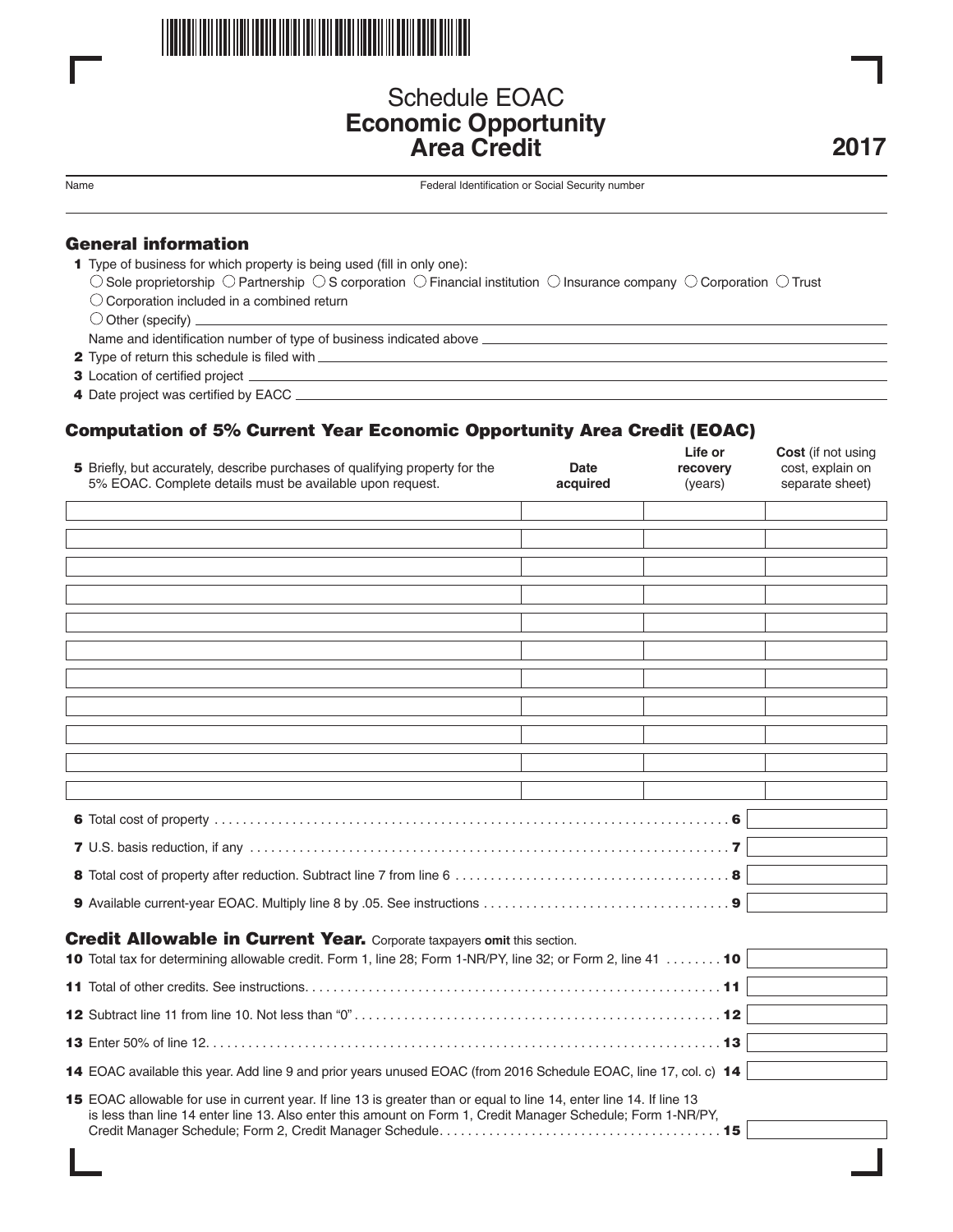# Schedule EOAC
## Economic Opportunity Area Credit

**2017**

Name | Federal Identification or Social Security number

## General information

**1** Type of business for which property is being used (fill in only one):

○ Sole proprietorship ○ Partnership ○ S corporation ○ Financial institution ○ Insurance company ○ Corporation ○ Trust

○ Corporation included in a combined return

○ Other (specify) \_\_\_\_\_\_\_\_\_\_

Name and identification number of type of business indicated above \_\_\_\_\_\_\_\_\_\_

**2** Type of return this schedule is filed with \_\_\_\_\_\_\_\_\_\_

**3** Location of certified project \_\_\_\_\_\_\_\_\_\_

**4** Date project was certified by EACC \_\_\_\_\_\_\_\_\_\_

## Computation of 5% Current Year Economic Opportunity Area Credit (EOAC)

| **5** Briefly, but accurately, describe purchases of qualifying property for the 5% EOAC. Complete details must be available upon request. | **Date acquired** | **Life or recovery** (years) | **Cost** (if not using cost, explain on separate sheet) |
|---|---|---|---|
| | | | |
| | | | |
| | | | |
| | | | |
| | | | |
| | | | |
| | | | |
| | | | |
| | | | |
| | | | |
| | | | |

**6** Total cost of property . . . . . . . . . . . . . . . . . . . . . . . . . . . . . . . . . . . . . . . . . . . . . . . . . . . . . . . . . . . . . . . **6**

**7** U.S. basis reduction, if any . . . . . . . . . . . . . . . . . . . . . . . . . . . . . . . . . . . . . . . . . . . . . . . . . . . . . . . . . . . . **7**

**8** Total cost of property after reduction. Subtract line 7 from line 6 . . . . . . . . . . . . . . . . . . . . . . . . . . . . . . . . . . . . . . **8**

**9** Available current-year EOAC. Multiply line 8 by .05. See instructions . . . . . . . . . . . . . . . . . . . . . . . . . . . . . . . . . . **9**

## Credit Allowable in Current Year. Corporate taxpayers **omit** this section.

**10** Total tax for determining allowable credit. Form 1, line 28; Form 1-NR/PY, line 32; or Form 2, line 41 . . . . . . . . **10**

**11** Total of other credits. See instructions. . . . . . . . . . . . . . . . . . . . . . . . . . . . . . . . . . . . . . . . . . . . . . . . . . . . . . . **11**

**12** Subtract line 11 from line 10. Not less than "0" . . . . . . . . . . . . . . . . . . . . . . . . . . . . . . . . . . . . . . . . . . . . . . . . . **12**

**13** Enter 50% of line 12. . . . . . . . . . . . . . . . . . . . . . . . . . . . . . . . . . . . . . . . . . . . . . . . . . . . . . . . . . . . . . . . . . . . **13**

**14** EOAC available this year. Add line 9 and prior years unused EOAC (from 2016 Schedule EOAC, line 17, col. c) **14**

**15** EOAC allowable for use in current year. If line 13 is greater than or equal to line 14, enter line 14. If line 13 is less than line 14 enter line 13. Also enter this amount on Form 1, Credit Manager Schedule; Form 1-NR/PY, Credit Manager Schedule; Form 2, Credit Manager Schedule. . . . . . . . . . . . . . . . . . . . . . . . . . . . . . . . . . . . . . . **15**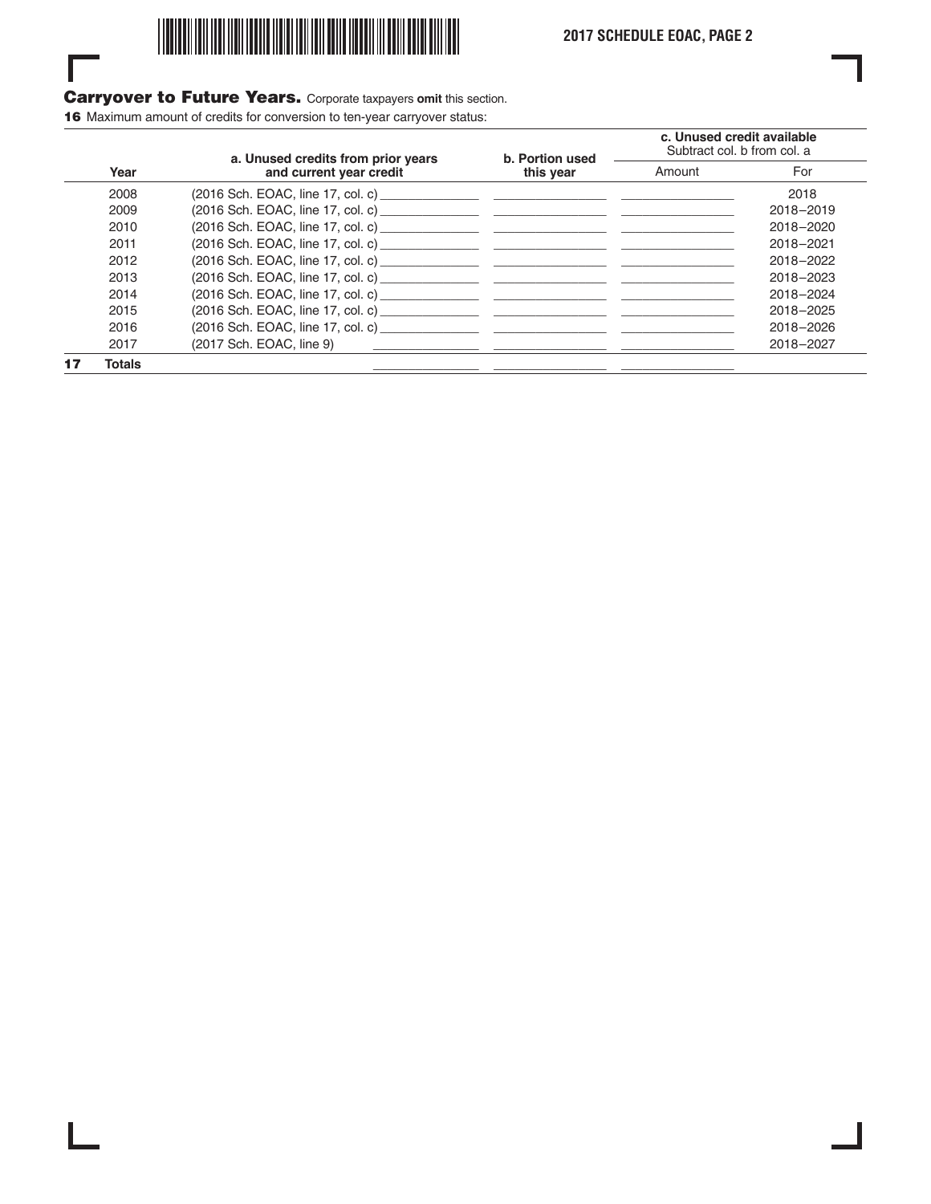## Carryover to Future Years. Corporate taxpayers **omit** this section.

**16** Maximum amount of credits for conversion to ten-year carryover status:

| | Year | a. Unused credits from prior years and current year credit | b. Portion used this year | c. Unused credit available Subtract col. b from col. a | |
|---|---|---|---|---|---|
| | | | | Amount | For |
| | 2008 | (2016 Sch. EOAC, line 17, col. c) | | | 2018 |
| | 2009 | (2016 Sch. EOAC, line 17, col. c) | | | 2018–2019 |
| | 2010 | (2016 Sch. EOAC, line 17, col. c) | | | 2018–2020 |
| | 2011 | (2016 Sch. EOAC, line 17, col. c) | | | 2018–2021 |
| | 2012 | (2016 Sch. EOAC, line 17, col. c) | | | 2018–2022 |
| | 2013 | (2016 Sch. EOAC, line 17, col. c) | | | 2018–2023 |
| | 2014 | (2016 Sch. EOAC, line 17, col. c) | | | 2018–2024 |
| | 2015 | (2016 Sch. EOAC, line 17, col. c) | | | 2018–2025 |
| | 2016 | (2016 Sch. EOAC, line 17, col. c) | | | 2018–2026 |
| | 2017 | (2017 Sch. EOAC, line 9) | | | 2018–2027 |
| **17** | **Totals** | | | | |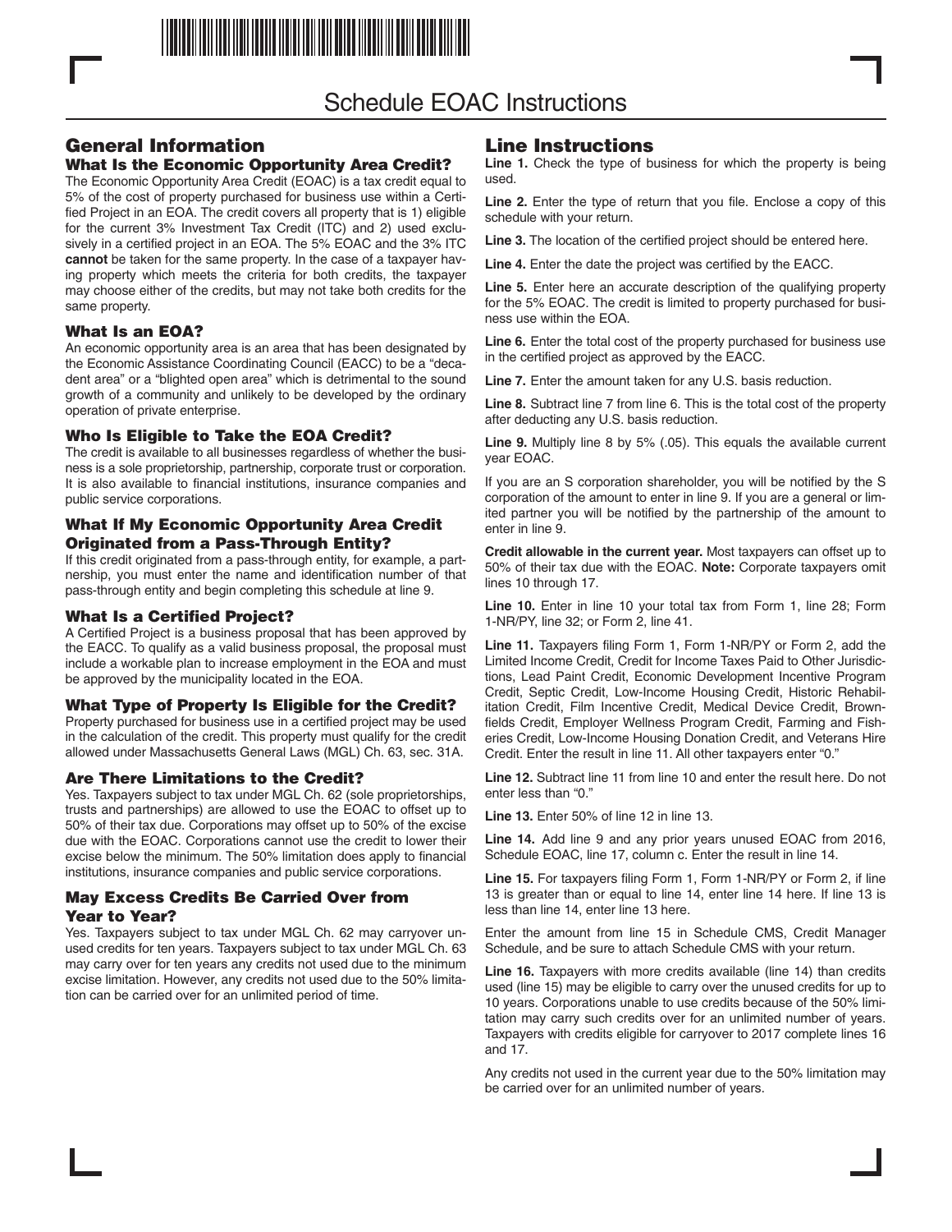# Schedule EOAC Instructions

## General Information

### What Is the Economic Opportunity Area Credit?

The Economic Opportunity Area Credit (EOAC) is a tax credit equal to 5% of the cost of property purchased for business use within a Certified Project in an EOA. The credit covers all property that is 1) eligible for the current 3% Investment Tax Credit (ITC) and 2) used exclusively in a certified project in an EOA. The 5% EOAC and the 3% ITC **cannot** be taken for the same property. In the case of a taxpayer having property which meets the criteria for both credits, the taxpayer may choose either of the credits, but may not take both credits for the same property.

### What Is an EOA?

An economic opportunity area is an area that has been designated by the Economic Assistance Coordinating Council (EACC) to be a "decadent area" or a "blighted open area" which is detrimental to the sound growth of a community and unlikely to be developed by the ordinary operation of private enterprise.

### Who Is Eligible to Take the EOA Credit?

The credit is available to all businesses regardless of whether the business is a sole proprietorship, partnership, corporate trust or corporation. It is also available to financial institutions, insurance companies and public service corporations.

### What If My Economic Opportunity Area Credit Originated from a Pass-Through Entity?

If this credit originated from a pass-through entity, for example, a partnership, you must enter the name and identification number of that pass-through entity and begin completing this schedule at line 9.

### What Is a Certified Project?

A Certified Project is a business proposal that has been approved by the EACC. To qualify as a valid business proposal, the proposal must include a workable plan to increase employment in the EOA and must be approved by the municipality located in the EOA.

### What Type of Property Is Eligible for the Credit?

Property purchased for business use in a certified project may be used in the calculation of the credit. This property must qualify for the credit allowed under Massachusetts General Laws (MGL) Ch. 63, sec. 31A.

### Are There Limitations to the Credit?

Yes. Taxpayers subject to tax under MGL Ch. 62 (sole proprietorships, trusts and partnerships) are allowed to use the EOAC to offset up to 50% of their tax due. Corporations may offset up to 50% of the excise due with the EOAC. Corporations cannot use the credit to lower their excise below the minimum. The 50% limitation does apply to financial institutions, insurance companies and public service corporations.

### May Excess Credits Be Carried Over from Year to Year?

Yes. Taxpayers subject to tax under MGL Ch. 62 may carryover unused credits for ten years. Taxpayers subject to tax under MGL Ch. 63 may carry over for ten years any credits not used due to the minimum excise limitation. However, any credits not used due to the 50% limitation can be carried over for an unlimited period of time.

## Line Instructions

**Line 1.** Check the type of business for which the property is being used.

**Line 2.** Enter the type of return that you file. Enclose a copy of this schedule with your return.

**Line 3.** The location of the certified project should be entered here.

**Line 4.** Enter the date the project was certified by the EACC.

**Line 5.** Enter here an accurate description of the qualifying property for the 5% EOAC. The credit is limited to property purchased for business use within the EOA.

**Line 6.** Enter the total cost of the property purchased for business use in the certified project as approved by the EACC.

**Line 7.** Enter the amount taken for any U.S. basis reduction.

**Line 8.** Subtract line 7 from line 6. This is the total cost of the property after deducting any U.S. basis reduction.

**Line 9.** Multiply line 8 by 5% (.05). This equals the available current year EOAC.

If you are an S corporation shareholder, you will be notified by the S corporation of the amount to enter in line 9. If you are a general or limited partner you will be notified by the partnership of the amount to enter in line 9.

**Credit allowable in the current year.** Most taxpayers can offset up to 50% of their tax due with the EOAC. **Note:** Corporate taxpayers omit lines 10 through 17.

**Line 10.** Enter in line 10 your total tax from Form 1, line 28; Form 1-NR/PY, line 32; or Form 2, line 41.

**Line 11.** Taxpayers filing Form 1, Form 1-NR/PY or Form 2, add the Limited Income Credit, Credit for Income Taxes Paid to Other Jurisdictions, Lead Paint Credit, Economic Development Incentive Program Credit, Septic Credit, Low-Income Housing Credit, Historic Rehabilitation Credit, Film Incentive Credit, Medical Device Credit, Brownfields Credit, Employer Wellness Program Credit, Farming and Fisheries Credit, Low-Income Housing Donation Credit, and Veterans Hire Credit. Enter the result in line 11. All other taxpayers enter "0."

**Line 12.** Subtract line 11 from line 10 and enter the result here. Do not enter less than "0."

**Line 13.** Enter 50% of line 12 in line 13.

**Line 14.** Add line 9 and any prior years unused EOAC from 2016, Schedule EOAC, line 17, column c. Enter the result in line 14.

**Line 15.** For taxpayers filing Form 1, Form 1-NR/PY or Form 2, if line 13 is greater than or equal to line 14, enter line 14 here. If line 13 is less than line 14, enter line 13 here.

Enter the amount from line 15 in Schedule CMS, Credit Manager Schedule, and be sure to attach Schedule CMS with your return.

**Line 16.** Taxpayers with more credits available (line 14) than credits used (line 15) may be eligible to carry over the unused credits for up to 10 years. Corporations unable to use credits because of the 50% limitation may carry such credits over for an unlimited number of years. Taxpayers with credits eligible for carryover to 2017 complete lines 16 and 17.

Any credits not used in the current year due to the 50% limitation may be carried over for an unlimited number of years.